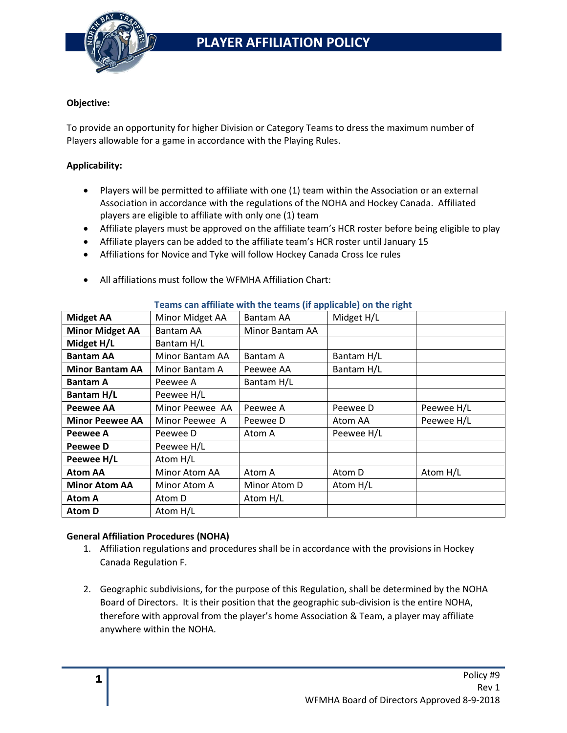# PLAYER AFFILIATION POLICY

**Objective:**

To provide an opportunity for higher Division or Category Teams to dress the maximum number of Players allowable for a game in accordance with the Playing Rules.

**Applicability:**

- Players will be permitted to affiliate with one (1) team within the Association or an external Association in accordance with the regulations of the NOHA and Hockey Canada. Affiliated players are eligible to affiliate with only one (1) team
- Affiliate players must be approved on the affiliate team's HCR roster before being eligible to play
- Affiliate players can be added to the affiliate team's HCR roster until January 15
- Affiliations for Novice and Tyke will follow Hockey Canada Cross Ice rules
- All affiliations must follow the WFMHA Affiliation Chart:

**Teams can affiliate with the teams (if applicable) on the right**

| | | | | |
|---|---|---|---|---|
| **Midget AA** | Minor Midget AA | Bantam AA | Midget H/L | |
| **Minor Midget AA** | Bantam AA | Minor Bantam AA | | |
| **Midget H/L** | Bantam H/L | | | |
| **Bantam AA** | Minor Bantam AA | Bantam A | Bantam H/L | |
| **Minor Bantam AA** | Minor Bantam A | Peewee AA | Bantam H/L | |
| **Bantam A** | Peewee A | Bantam H/L | | |
| **Bantam H/L** | Peewee H/L | | | |
| **Peewee AA** | Minor Peewee AA | Peewee A | Peewee D | Peewee H/L |
| **Minor Peewee AA** | Minor Peewee A | Peewee D | Atom AA | Peewee H/L |
| **Peewee A** | Peewee D | Atom A | Peewee H/L | |
| **Peewee D** | Peewee H/L | | | |
| **Peewee H/L** | Atom H/L | | | |
| **Atom AA** | Minor Atom AA | Atom A | Atom D | Atom H/L |
| **Minor Atom AA** | Minor Atom A | Minor Atom D | Atom H/L | |
| **Atom A** | Atom D | Atom H/L | | |
| **Atom D** | Atom H/L | | | |

**General Affiliation Procedures (NOHA)**

1. Affiliation regulations and procedures shall be in accordance with the provisions in Hockey Canada Regulation F.

2. Geographic subdivisions, for the purpose of this Regulation, shall be determined by the NOHA Board of Directors. It is their position that the geographic sub-division is the entire NOHA, therefore with approval from the player's home Association & Team, a player may affiliate anywhere within the NOHA.

Policy #9
Rev 1
WFMHA Board of Directors Approved 8-9-2018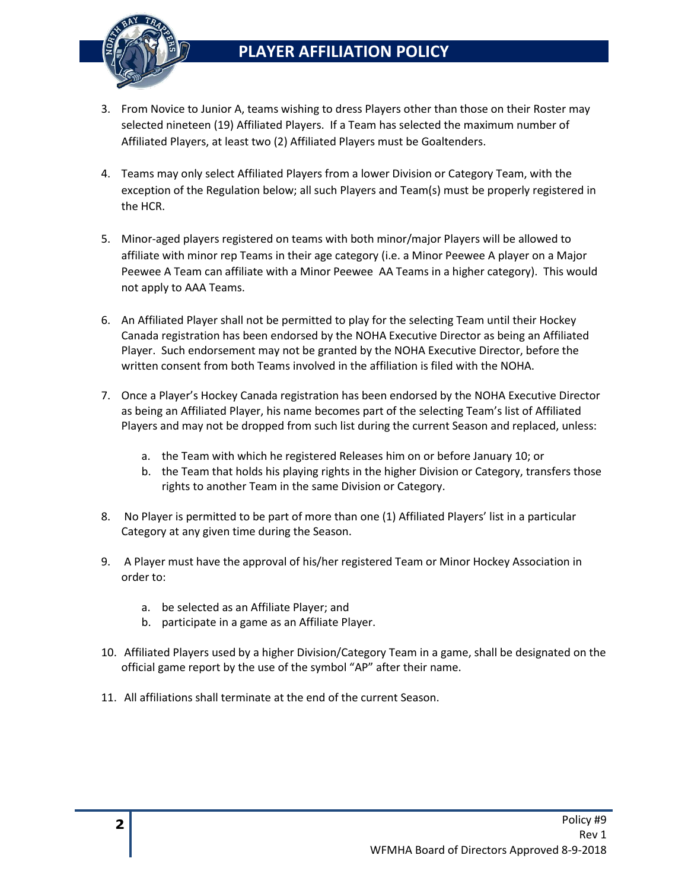# PLAYER AFFILIATION POLICY

3. From Novice to Junior A, teams wishing to dress Players other than those on their Roster may selected nineteen (19) Affiliated Players. If a Team has selected the maximum number of Affiliated Players, at least two (2) Affiliated Players must be Goaltenders.

4. Teams may only select Affiliated Players from a lower Division or Category Team, with the exception of the Regulation below; all such Players and Team(s) must be properly registered in the HCR.

5. Minor-aged players registered on teams with both minor/major Players will be allowed to affiliate with minor rep Teams in their age category (i.e. a Minor Peewee A player on a Major Peewee A Team can affiliate with a Minor Peewee AA Teams in a higher category). This would not apply to AAA Teams.

6. An Affiliated Player shall not be permitted to play for the selecting Team until their Hockey Canada registration has been endorsed by the NOHA Executive Director as being an Affiliated Player. Such endorsement may not be granted by the NOHA Executive Director, before the written consent from both Teams involved in the affiliation is filed with the NOHA.

7. Once a Player's Hockey Canada registration has been endorsed by the NOHA Executive Director as being an Affiliated Player, his name becomes part of the selecting Team's list of Affiliated Players and may not be dropped from such list during the current Season and replaced, unless:

   a. the Team with which he registered Releases him on or before January 10; or
   b. the Team that holds his playing rights in the higher Division or Category, transfers those rights to another Team in the same Division or Category.

8. No Player is permitted to be part of more than one (1) Affiliated Players' list in a particular Category at any given time during the Season.

9. A Player must have the approval of his/her registered Team or Minor Hockey Association in order to:

   a. be selected as an Affiliate Player; and
   b. participate in a game as an Affiliate Player.

10. Affiliated Players used by a higher Division/Category Team in a game, shall be designated on the official game report by the use of the symbol "AP" after their name.

11. All affiliations shall terminate at the end of the current Season.

Policy #9
Rev 1
WFMHA Board of Directors Approved 8-9-2018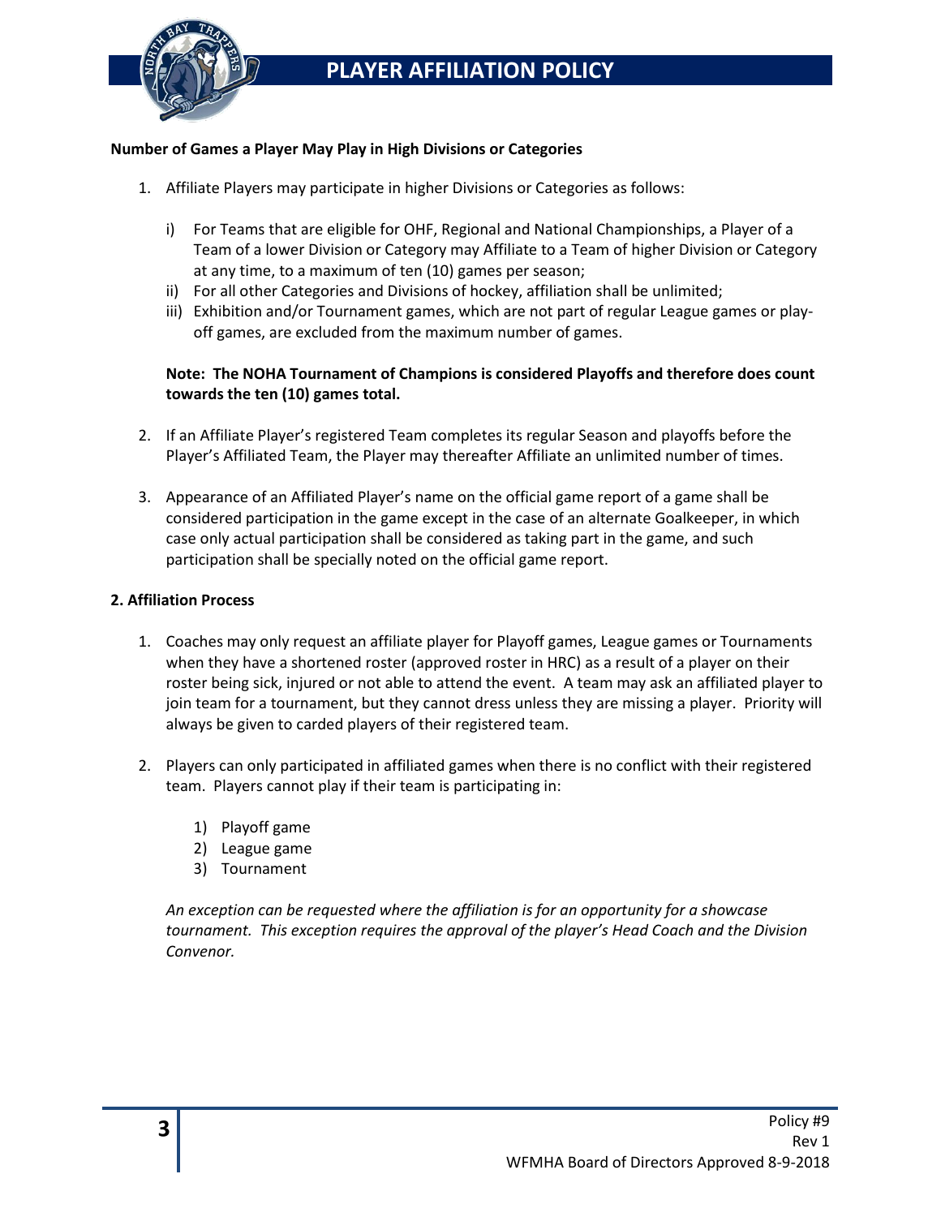**Number of Games a Player May Play in High Divisions or Categories**

1. Affiliate Players may participate in higher Divisions or Categories as follows:

   i) For Teams that are eligible for OHF, Regional and National Championships, a Player of a Team of a lower Division or Category may Affiliate to a Team of higher Division or Category at any time, to a maximum of ten (10) games per season;
   ii) For all other Categories and Divisions of hockey, affiliation shall be unlimited;
   iii) Exhibition and/or Tournament games, which are not part of regular League games or play-off games, are excluded from the maximum number of games.

   **Note: The NOHA Tournament of Champions is considered Playoffs and therefore does count towards the ten (10) games total.**

2. If an Affiliate Player's registered Team completes its regular Season and playoffs before the Player's Affiliated Team, the Player may thereafter Affiliate an unlimited number of times.

3. Appearance of an Affiliated Player's name on the official game report of a game shall be considered participation in the game except in the case of an alternate Goalkeeper, in which case only actual participation shall be considered as taking part in the game, and such participation shall be specially noted on the official game report.

**2. Affiliation Process**

1. Coaches may only request an affiliate player for Playoff games, League games or Tournaments when they have a shortened roster (approved roster in HRC) as a result of a player on their roster being sick, injured or not able to attend the event. A team may ask an affiliated player to join team for a tournament, but they cannot dress unless they are missing a player. Priority will always be given to carded players of their registered team.

2. Players can only participated in affiliated games when there is no conflict with their registered team. Players cannot play if their team is participating in:

   1) Playoff game
   2) League game
   3) Tournament

   *An exception can be requested where the affiliation is for an opportunity for a showcase tournament. This exception requires the approval of the player's Head Coach and the Division Convenor.*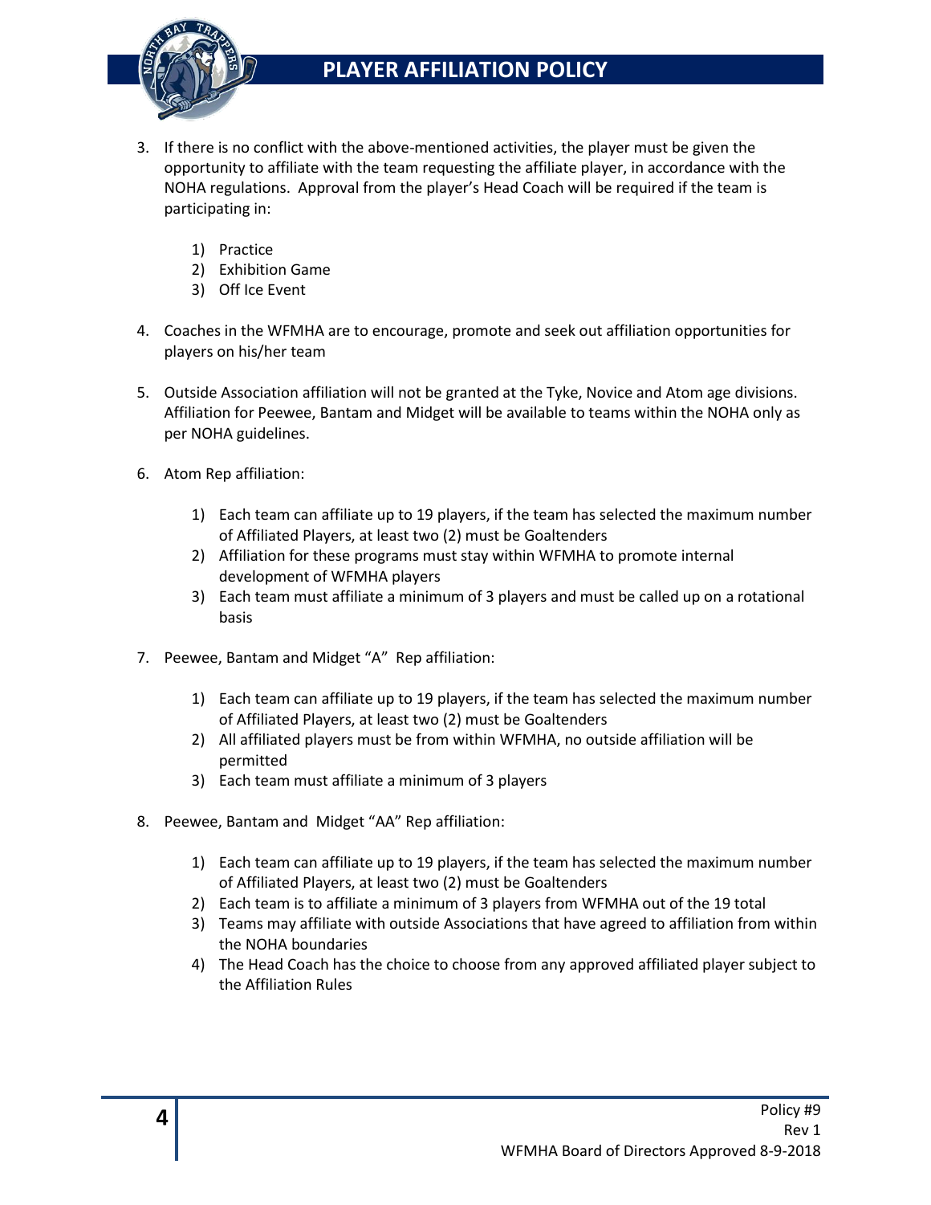3. If there is no conflict with the above-mentioned activities, the player must be given the opportunity to affiliate with the team requesting the affiliate player, in accordance with the NOHA regulations. Approval from the player's Head Coach will be required if the team is participating in:

    1) Practice
    2) Exhibition Game
    3) Off Ice Event

4. Coaches in the WFMHA are to encourage, promote and seek out affiliation opportunities for players on his/her team

5. Outside Association affiliation will not be granted at the Tyke, Novice and Atom age divisions. Affiliation for Peewee, Bantam and Midget will be available to teams within the NOHA only as per NOHA guidelines.

6. Atom Rep affiliation:

    1) Each team can affiliate up to 19 players, if the team has selected the maximum number of Affiliated Players, at least two (2) must be Goaltenders
    2) Affiliation for these programs must stay within WFMHA to promote internal development of WFMHA players
    3) Each team must affiliate a minimum of 3 players and must be called up on a rotational basis

7. Peewee, Bantam and Midget "A" Rep affiliation:

    1) Each team can affiliate up to 19 players, if the team has selected the maximum number of Affiliated Players, at least two (2) must be Goaltenders
    2) All affiliated players must be from within WFMHA, no outside affiliation will be permitted
    3) Each team must affiliate a minimum of 3 players

8. Peewee, Bantam and Midget "AA" Rep affiliation:

    1) Each team can affiliate up to 19 players, if the team has selected the maximum number of Affiliated Players, at least two (2) must be Goaltenders
    2) Each team is to affiliate a minimum of 3 players from WFMHA out of the 19 total
    3) Teams may affiliate with outside Associations that have agreed to affiliation from within the NOHA boundaries
    4) The Head Coach has the choice to choose from any approved affiliated player subject to the Affiliation Rules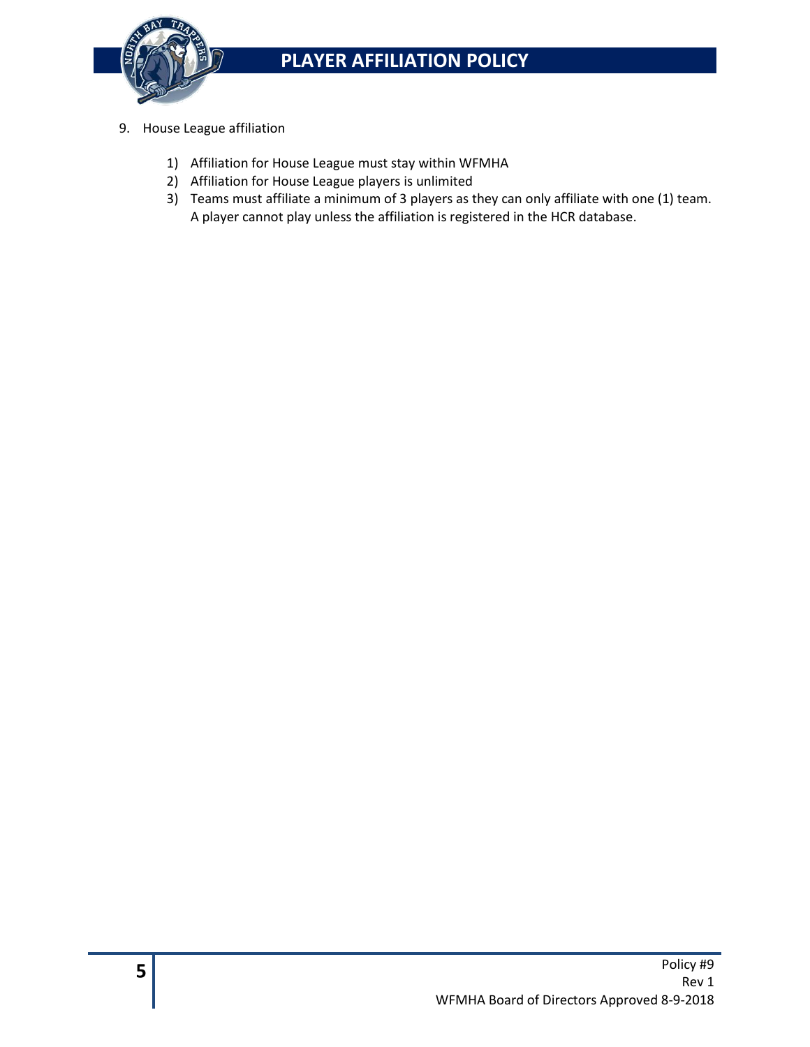9. House League affiliation

    1) Affiliation for House League must stay within WFMHA
    2) Affiliation for House League players is unlimited
    3) Teams must affiliate a minimum of 3 players as they can only affiliate with one (1) team. A player cannot play unless the affiliation is registered in the HCR database.